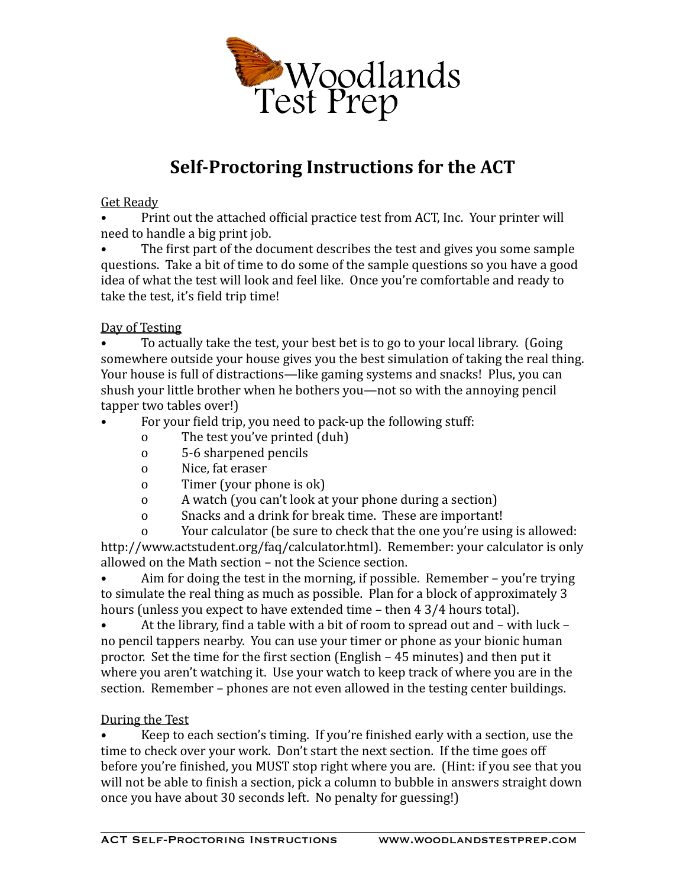Woodlands Test Prep

# Self-Proctoring Instructions for the ACT

Get Ready

- Print out the attached official practice test from ACT, Inc. Your printer will need to handle a big print job.
- The first part of the document describes the test and gives you some sample questions. Take a bit of time to do some of the sample questions so you have a good idea of what the test will look and feel like. Once you're comfortable and ready to take the test, it's field trip time!

Day of Testing

- To actually take the test, your best bet is to go to your local library. (Going somewhere outside your house gives you the best simulation of taking the real thing. Your house is full of distractions—like gaming systems and snacks! Plus, you can shush your little brother when he bothers you—not so with the annoying pencil tapper two tables over!)
- For your field trip, you need to pack-up the following stuff:
  - The test you've printed (duh)
  - 5-6 sharpened pencils
  - Nice, fat eraser
  - Timer (your phone is ok)
  - A watch (you can't look at your phone during a section)
  - Snacks and a drink for break time. These are important!
  - Your calculator (be sure to check that the one you're using is allowed: http://www.actstudent.org/faq/calculator.html). Remember: your calculator is only allowed on the Math section – not the Science section.
- Aim for doing the test in the morning, if possible. Remember – you're trying to simulate the real thing as much as possible. Plan for a block of approximately 3 hours (unless you expect to have extended time – then 4 3/4 hours total).
- At the library, find a table with a bit of room to spread out and – with luck – no pencil tappers nearby. You can use your timer or phone as your bionic human proctor. Set the time for the first section (English – 45 minutes) and then put it where you aren't watching it. Use your watch to keep track of where you are in the section. Remember – phones are not even allowed in the testing center buildings.

During the Test

- Keep to each section's timing. If you're finished early with a section, use the time to check over your work. Don't start the next section. If the time goes off before you're finished, you MUST stop right where you are. (Hint: if you see that you will not be able to finish a section, pick a column to bubble in answers straight down once you have about 30 seconds left. No penalty for guessing!)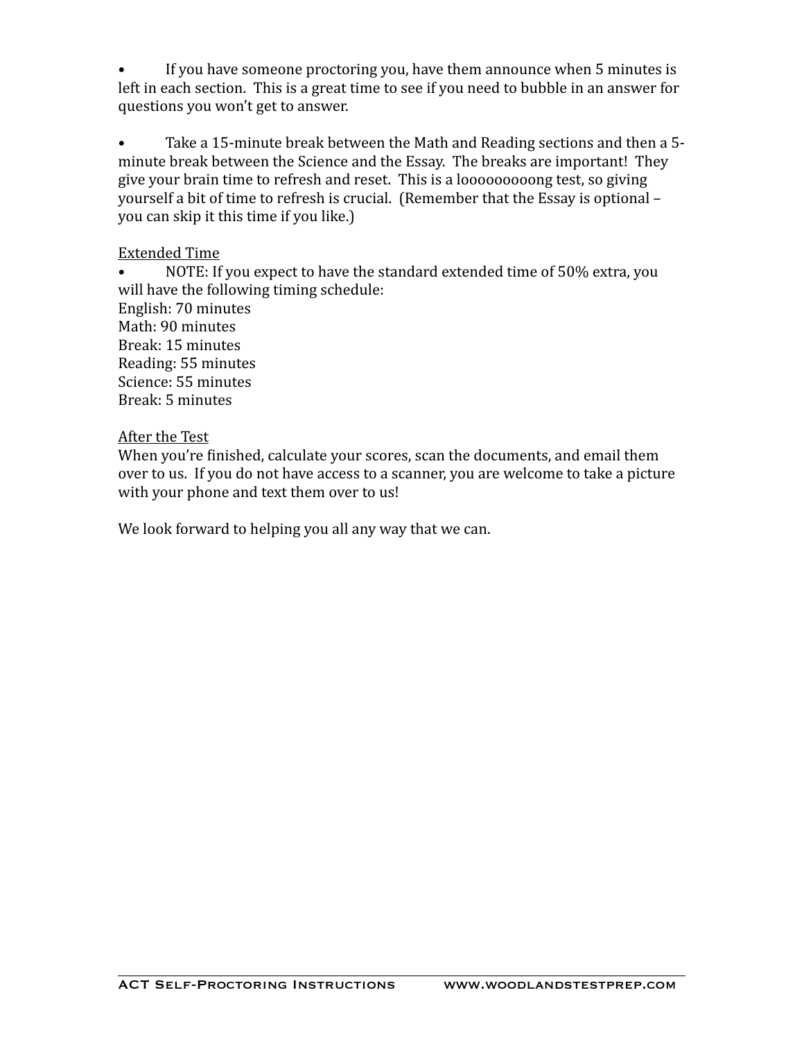- If you have someone proctoring you, have them announce when 5 minutes is left in each section. This is a great time to see if you need to bubble in an answer for questions you won't get to answer.

- Take a 15-minute break between the Math and Reading sections and then a 5-minute break between the Science and the Essay. The breaks are important! They give your brain time to refresh and reset. This is a looooooooong test, so giving yourself a bit of time to refresh is crucial. (Remember that the Essay is optional – you can skip it this time if you like.)

<u>Extended Time</u>

- NOTE: If you expect to have the standard extended time of 50% extra, you will have the following timing schedule:

English: 70 minutes
Math: 90 minutes
Break: 15 minutes
Reading: 55 minutes
Science: 55 minutes
Break: 5 minutes

<u>After the Test</u>

When you're finished, calculate your scores, scan the documents, and email them over to us. If you do not have access to a scanner, you are welcome to take a picture with your phone and text them over to us!

We look forward to helping you all any way that we can.